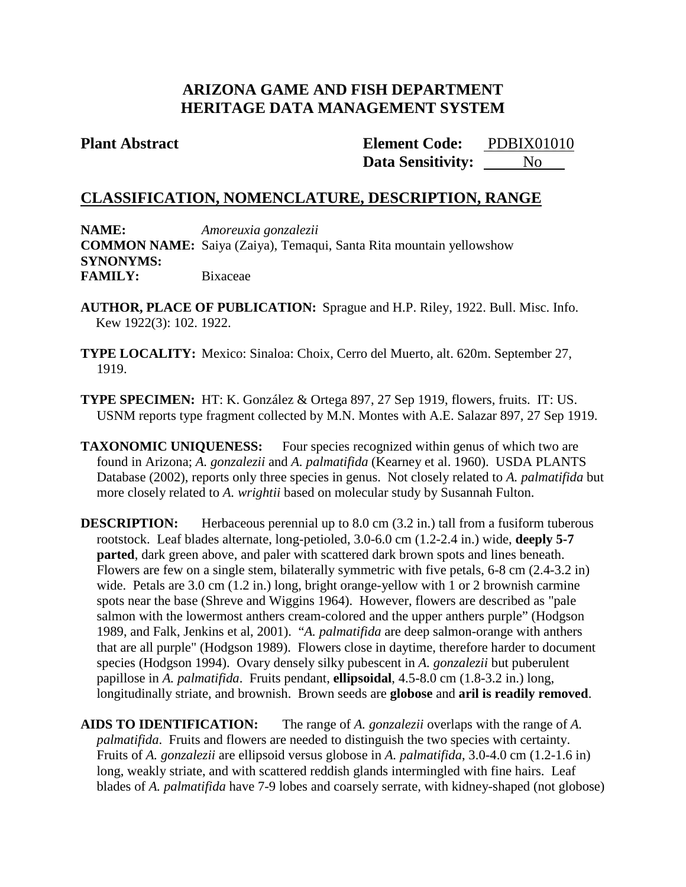# ARIZONA GAME AND FISH DEPARTMENT
# HERITAGE DATA MANAGEMENT SYSTEM

**Plant Abstract** **Element Code:** PDBIX01010
**Data Sensitivity:** No

## CLASSIFICATION, NOMENCLATURE, DESCRIPTION, RANGE

**NAME:** *Amoreuxia gonzalezii*
**COMMON NAME:** Saiya (Zaiya), Temaqui, Santa Rita mountain yellowshow
**SYNONYMS:**
**FAMILY:** Bixaceae

**AUTHOR, PLACE OF PUBLICATION:** Sprague and H.P. Riley, 1922. Bull. Misc. Info. Kew 1922(3): 102. 1922.

**TYPE LOCALITY:** Mexico: Sinaloa: Choix, Cerro del Muerto, alt. 620m. September 27, 1919.

**TYPE SPECIMEN:** HT: K. González & Ortega 897, 27 Sep 1919, flowers, fruits. IT: US. USNM reports type fragment collected by M.N. Montes with A.E. Salazar 897, 27 Sep 1919.

**TAXONOMIC UNIQUENESS:** Four species recognized within genus of which two are found in Arizona; *A. gonzalezii* and *A. palmatifida* (Kearney et al. 1960). USDA PLANTS Database (2002), reports only three species in genus. Not closely related to *A. palmatifida* but more closely related to *A. wrightii* based on molecular study by Susannah Fulton.

**DESCRIPTION:** Herbaceous perennial up to 8.0 cm (3.2 in.) tall from a fusiform tuberous rootstock. Leaf blades alternate, long-petioled, 3.0-6.0 cm (1.2-2.4 in.) wide, **deeply 5-7 parted**, dark green above, and paler with scattered dark brown spots and lines beneath. Flowers are few on a single stem, bilaterally symmetric with five petals, 6-8 cm (2.4-3.2 in) wide. Petals are 3.0 cm (1.2 in.) long, bright orange-yellow with 1 or 2 brownish carmine spots near the base (Shreve and Wiggins 1964). However, flowers are described as "pale salmon with the lowermost anthers cream-colored and the upper anthers purple" (Hodgson 1989, and Falk, Jenkins et al, 2001). "*A. palmatifida* are deep salmon-orange with anthers that are all purple" (Hodgson 1989). Flowers close in daytime, therefore harder to document species (Hodgson 1994). Ovary densely silky pubescent in *A. gonzalezii* but puberulent papillose in *A. palmatifida*. Fruits pendant, **ellipsoidal**, 4.5-8.0 cm (1.8-3.2 in.) long, longitudinally striate, and brownish. Brown seeds are **globose** and **aril is readily removed**.

**AIDS TO IDENTIFICATION:** The range of *A. gonzalezii* overlaps with the range of *A. palmatifida*. Fruits and flowers are needed to distinguish the two species with certainty. Fruits of *A. gonzalezii* are ellipsoid versus globose in *A. palmatifida*, 3.0-4.0 cm (1.2-1.6 in) long, weakly striate, and with scattered reddish glands intermingled with fine hairs. Leaf blades of *A. palmatifida* have 7-9 lobes and coarsely serrate, with kidney-shaped (not globose)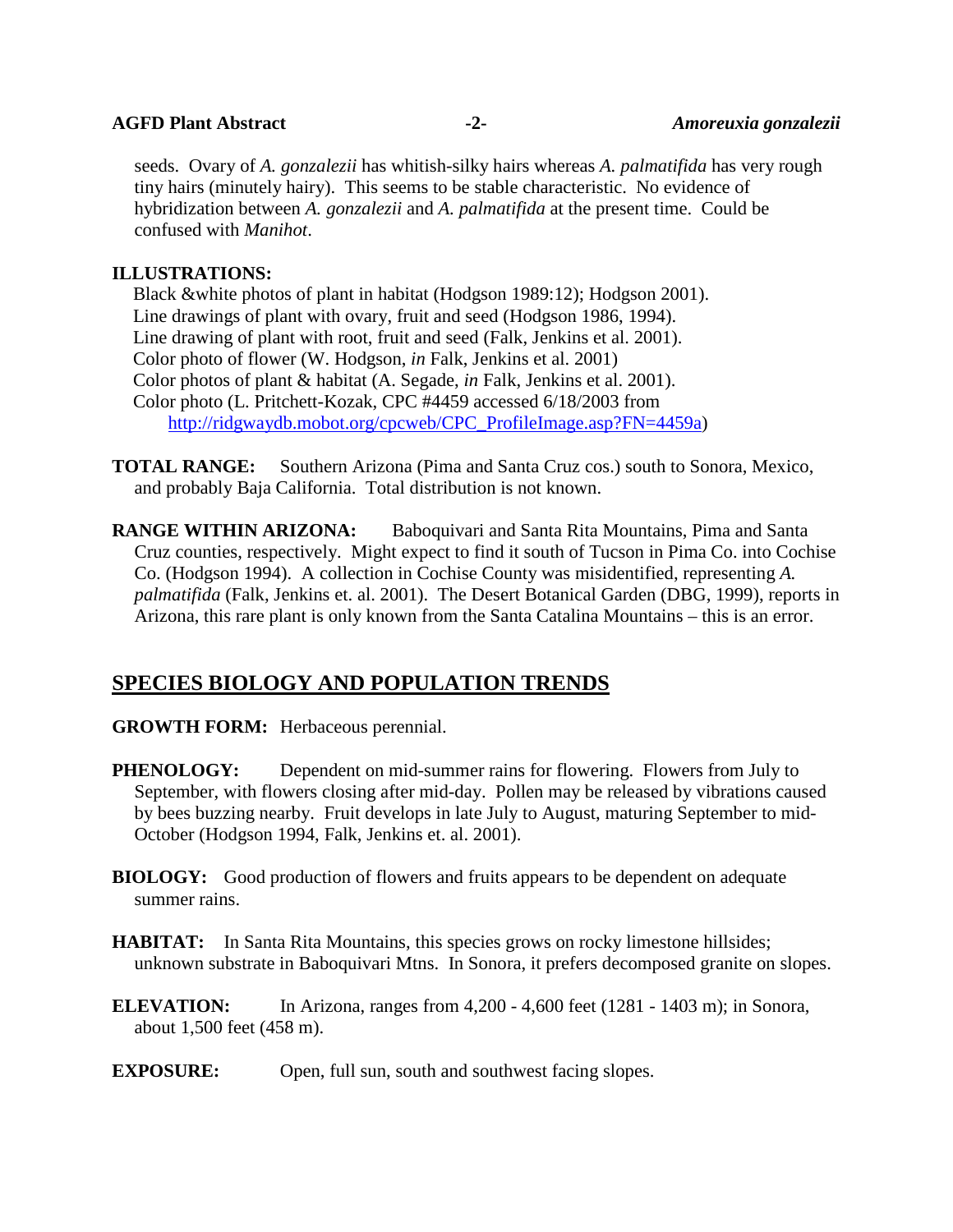seeds. Ovary of *A. gonzalezii* has whitish-silky hairs whereas *A. palmatifida* has very rough tiny hairs (minutely hairy). This seems to be stable characteristic. No evidence of hybridization between *A. gonzalezii* and *A. palmatifida* at the present time. Could be confused with *Manihot*.

**ILLUSTRATIONS:**

Black &white photos of plant in habitat (Hodgson 1989:12); Hodgson 2001).
Line drawings of plant with ovary, fruit and seed (Hodgson 1986, 1994).
Line drawing of plant with root, fruit and seed (Falk, Jenkins et al. 2001).
Color photo of flower (W. Hodgson, *in* Falk, Jenkins et al. 2001)
Color photos of plant & habitat (A. Segade, *in* Falk, Jenkins et al. 2001).
Color photo (L. Pritchett-Kozak, CPC #4459 accessed 6/18/2003 from http://ridgwaydb.mobot.org/cpcweb/CPC_ProfileImage.asp?FN=4459a)

**TOTAL RANGE:** Southern Arizona (Pima and Santa Cruz cos.) south to Sonora, Mexico, and probably Baja California. Total distribution is not known.

**RANGE WITHIN ARIZONA:** Baboquivari and Santa Rita Mountains, Pima and Santa Cruz counties, respectively. Might expect to find it south of Tucson in Pima Co. into Cochise Co. (Hodgson 1994). A collection in Cochise County was misidentified, representing *A. palmatifida* (Falk, Jenkins et. al. 2001). The Desert Botanical Garden (DBG, 1999), reports in Arizona, this rare plant is only known from the Santa Catalina Mountains – this is an error.

## SPECIES BIOLOGY AND POPULATION TRENDS

**GROWTH FORM:** Herbaceous perennial.

**PHENOLOGY:** Dependent on mid-summer rains for flowering. Flowers from July to September, with flowers closing after mid-day. Pollen may be released by vibrations caused by bees buzzing nearby. Fruit develops in late July to August, maturing September to mid-October (Hodgson 1994, Falk, Jenkins et. al. 2001).

**BIOLOGY:** Good production of flowers and fruits appears to be dependent on adequate summer rains.

**HABITAT:** In Santa Rita Mountains, this species grows on rocky limestone hillsides; unknown substrate in Baboquivari Mtns. In Sonora, it prefers decomposed granite on slopes.

**ELEVATION:** In Arizona, ranges from 4,200 - 4,600 feet (1281 - 1403 m); in Sonora, about 1,500 feet (458 m).

**EXPOSURE:** Open, full sun, south and southwest facing slopes.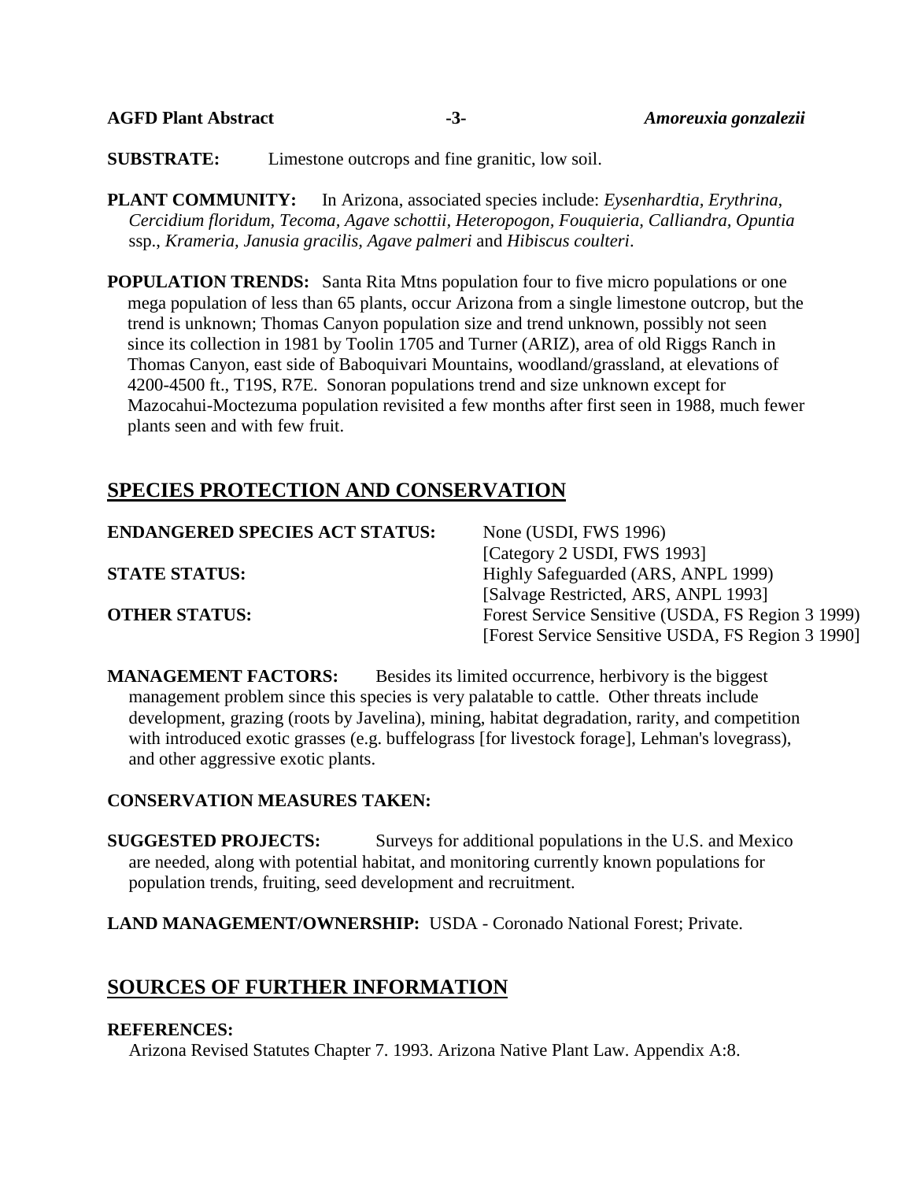**SUBSTRATE:** Limestone outcrops and fine granitic, low soil.

**PLANT COMMUNITY:** In Arizona, associated species include: *Eysenhardtia, Erythrina, Cercidium floridum, Tecoma, Agave schottii, Heteropogon, Fouquieria, Calliandra, Opuntia* ssp., *Krameria, Janusia gracilis, Agave palmeri* and *Hibiscus coulteri*.

**POPULATION TRENDS:** Santa Rita Mtns population four to five micro populations or one mega population of less than 65 plants, occur Arizona from a single limestone outcrop, but the trend is unknown; Thomas Canyon population size and trend unknown, possibly not seen since its collection in 1981 by Toolin 1705 and Turner (ARIZ), area of old Riggs Ranch in Thomas Canyon, east side of Baboquivari Mountains, woodland/grassland, at elevations of 4200-4500 ft., T19S, R7E. Sonoran populations trend and size unknown except for Mazocahui-Moctezuma population revisited a few months after first seen in 1988, much fewer plants seen and with few fruit.

## SPECIES PROTECTION AND CONSERVATION

**ENDANGERED SPECIES ACT STATUS:** None (USDI, FWS 1996)
[Category 2 USDI, FWS 1993]

**STATE STATUS:** Highly Safeguarded (ARS, ANPL 1999)
[Salvage Restricted, ARS, ANPL 1993]

**OTHER STATUS:** Forest Service Sensitive (USDA, FS Region 3 1999)
[Forest Service Sensitive USDA, FS Region 3 1990]

**MANAGEMENT FACTORS:** Besides its limited occurrence, herbivory is the biggest management problem since this species is very palatable to cattle. Other threats include development, grazing (roots by Javelina), mining, habitat degradation, rarity, and competition with introduced exotic grasses (e.g. buffelograss [for livestock forage], Lehman's lovegrass), and other aggressive exotic plants.

**CONSERVATION MEASURES TAKEN:**

**SUGGESTED PROJECTS:** Surveys for additional populations in the U.S. and Mexico are needed, along with potential habitat, and monitoring currently known populations for population trends, fruiting, seed development and recruitment.

**LAND MANAGEMENT/OWNERSHIP:** USDA - Coronado National Forest; Private.

## SOURCES OF FURTHER INFORMATION

**REFERENCES:**

Arizona Revised Statutes Chapter 7. 1993. Arizona Native Plant Law. Appendix A:8.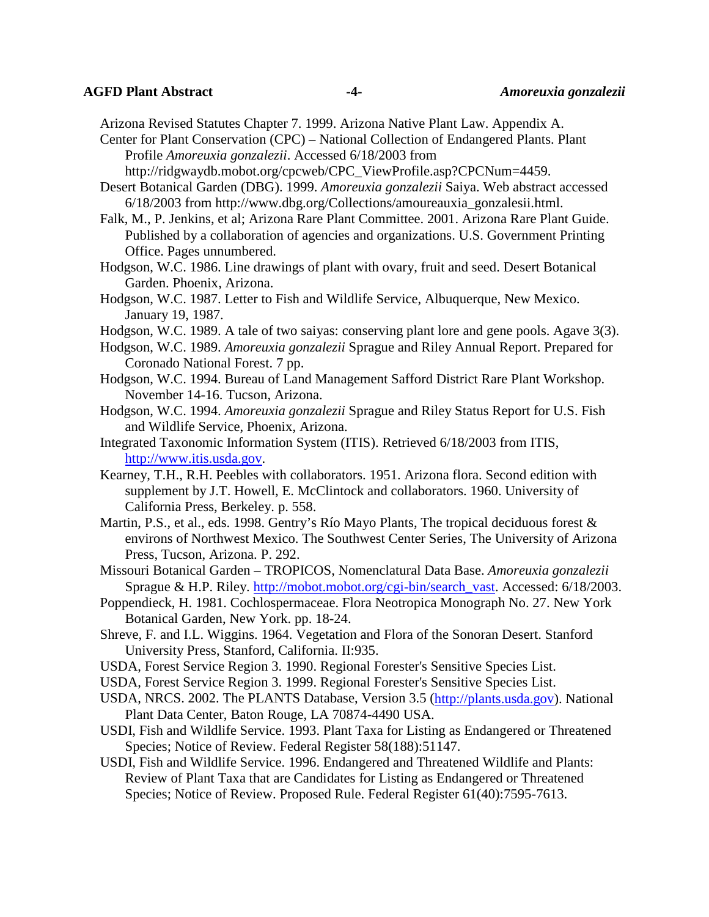Arizona Revised Statutes Chapter 7. 1999. Arizona Native Plant Law. Appendix A.

Center for Plant Conservation (CPC) – National Collection of Endangered Plants. Plant Profile *Amoreuxia gonzalezii*. Accessed 6/18/2003 from http://ridgwaydb.mobot.org/cpcweb/CPC_ViewProfile.asp?CPCNum=4459.

Desert Botanical Garden (DBG). 1999. *Amoreuxia gonzalezii* Saiya. Web abstract accessed 6/18/2003 from http://www.dbg.org/Collections/amoureauxia_gonzalesii.html.

Falk, M., P. Jenkins, et al; Arizona Rare Plant Committee. 2001. Arizona Rare Plant Guide. Published by a collaboration of agencies and organizations. U.S. Government Printing Office. Pages unnumbered.

Hodgson, W.C. 1986. Line drawings of plant with ovary, fruit and seed. Desert Botanical Garden. Phoenix, Arizona.

Hodgson, W.C. 1987. Letter to Fish and Wildlife Service, Albuquerque, New Mexico. January 19, 1987.

Hodgson, W.C. 1989. A tale of two saiyas: conserving plant lore and gene pools. Agave 3(3).

Hodgson, W.C. 1989. *Amoreuxia gonzalezii* Sprague and Riley Annual Report. Prepared for Coronado National Forest. 7 pp.

Hodgson, W.C. 1994. Bureau of Land Management Safford District Rare Plant Workshop. November 14-16. Tucson, Arizona.

Hodgson, W.C. 1994. *Amoreuxia gonzalezii* Sprague and Riley Status Report for U.S. Fish and Wildlife Service, Phoenix, Arizona.

Integrated Taxonomic Information System (ITIS). Retrieved 6/18/2003 from ITIS, http://www.itis.usda.gov.

Kearney, T.H., R.H. Peebles with collaborators. 1951. Arizona flora. Second edition with supplement by J.T. Howell, E. McClintock and collaborators. 1960. University of California Press, Berkeley. p. 558.

Martin, P.S., et al., eds. 1998. Gentry's Río Mayo Plants, The tropical deciduous forest & environs of Northwest Mexico. The Southwest Center Series, The University of Arizona Press, Tucson, Arizona. P. 292.

Missouri Botanical Garden – TROPICOS, Nomenclatural Data Base. *Amoreuxia gonzalezii* Sprague & H.P. Riley. http://mobot.mobot.org/cgi-bin/search_vast. Accessed: 6/18/2003.

Poppendieck, H. 1981. Cochlospermaceae. Flora Neotropica Monograph No. 27. New York Botanical Garden, New York. pp. 18-24.

Shreve, F. and I.L. Wiggins. 1964. Vegetation and Flora of the Sonoran Desert. Stanford University Press, Stanford, California. II:935.

USDA, Forest Service Region 3. 1990. Regional Forester's Sensitive Species List.

USDA, Forest Service Region 3. 1999. Regional Forester's Sensitive Species List.

USDA, NRCS. 2002. The PLANTS Database, Version 3.5 (http://plants.usda.gov). National Plant Data Center, Baton Rouge, LA 70874-4490 USA.

USDI, Fish and Wildlife Service. 1993. Plant Taxa for Listing as Endangered or Threatened Species; Notice of Review. Federal Register 58(188):51147.

USDI, Fish and Wildlife Service. 1996. Endangered and Threatened Wildlife and Plants: Review of Plant Taxa that are Candidates for Listing as Endangered or Threatened Species; Notice of Review. Proposed Rule. Federal Register 61(40):7595-7613.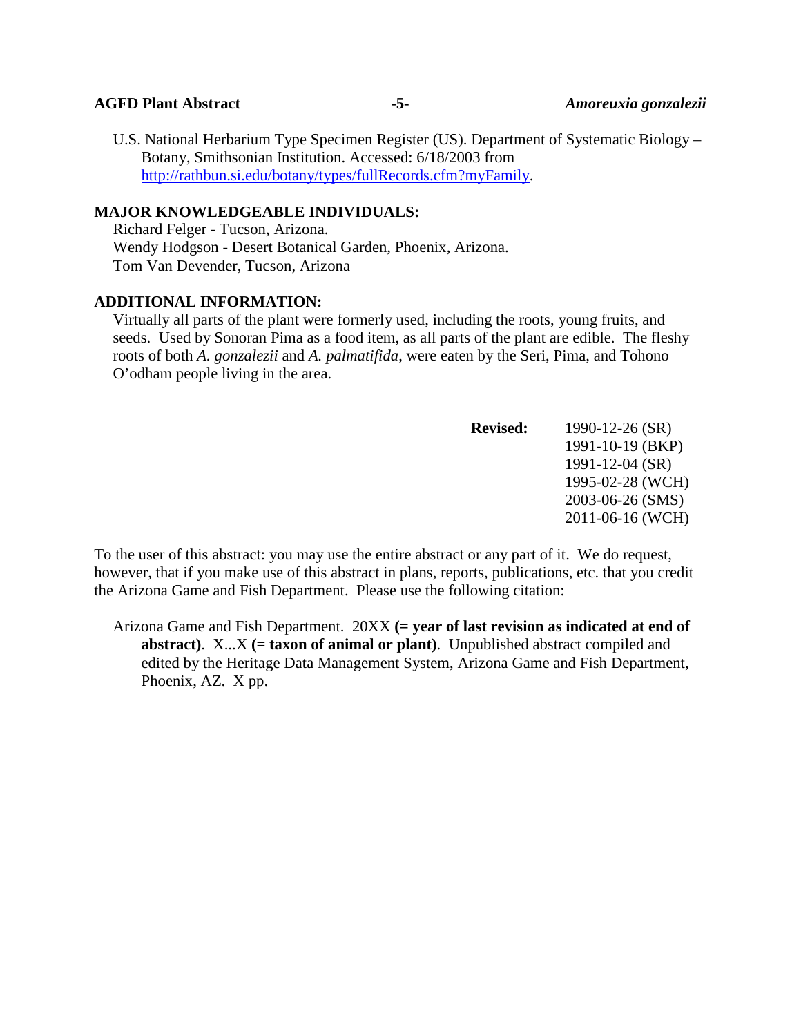U.S. National Herbarium Type Specimen Register (US). Department of Systematic Biology – Botany, Smithsonian Institution. Accessed: 6/18/2003 from http://rathbun.si.edu/botany/types/fullRecords.cfm?myFamily.

**MAJOR KNOWLEDGEABLE INDIVIDUALS:**

Richard Felger - Tucson, Arizona.
Wendy Hodgson - Desert Botanical Garden, Phoenix, Arizona.
Tom Van Devender, Tucson, Arizona

**ADDITIONAL INFORMATION:**

Virtually all parts of the plant were formerly used, including the roots, young fruits, and seeds. Used by Sonoran Pima as a food item, as all parts of the plant are edible. The fleshy roots of both *A. gonzalezii* and *A. palmatifida*, were eaten by the Seri, Pima, and Tohono O'odham people living in the area.

**Revised:**
1990-12-26 (SR)
1991-10-19 (BKP)
1991-12-04 (SR)
1995-02-28 (WCH)
2003-06-26 (SMS)
2011-06-16 (WCH)

To the user of this abstract: you may use the entire abstract or any part of it. We do request, however, that if you make use of this abstract in plans, reports, publications, etc. that you credit the Arizona Game and Fish Department. Please use the following citation:

Arizona Game and Fish Department. 20XX **(= year of last revision as indicated at end of abstract)**. X...X **(= taxon of animal or plant)**. Unpublished abstract compiled and edited by the Heritage Data Management System, Arizona Game and Fish Department, Phoenix, AZ. X pp.